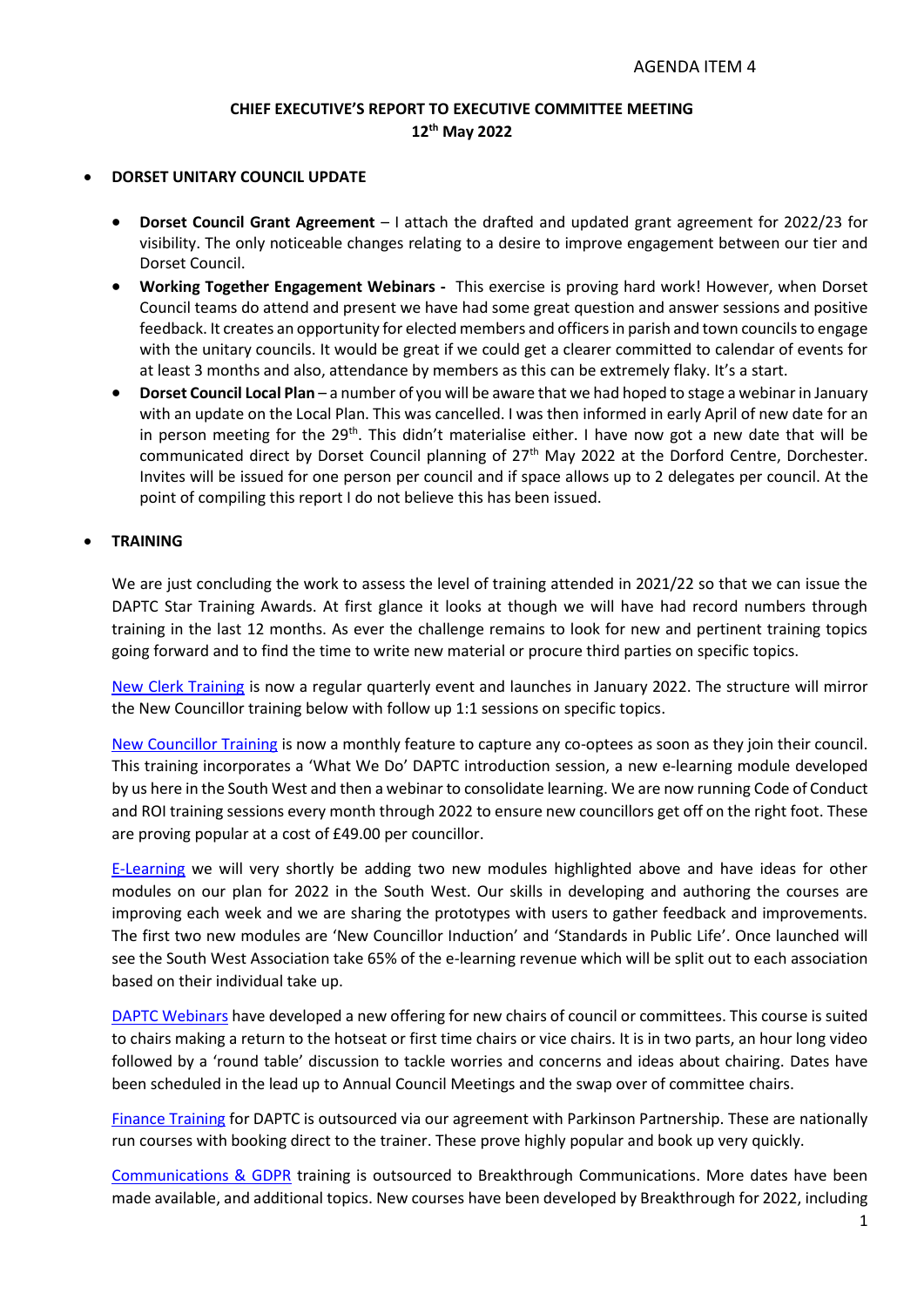AGENDA ITEM 4

**CHIEF EXECUTIVE'S REPORT TO EXECUTIVE COMMITTEE MEETING**
**12th May 2022**

- **DORSET UNITARY COUNCIL UPDATE**

  - **Dorset Council Grant Agreement** – I attach the drafted and updated grant agreement for 2022/23 for visibility. The only noticeable changes relating to a desire to improve engagement between our tier and Dorset Council.
  - **Working Together Engagement Webinars -** This exercise is proving hard work! However, when Dorset Council teams do attend and present we have had some great question and answer sessions and positive feedback. It creates an opportunity for elected members and officers in parish and town councils to engage with the unitary councils. It would be great if we could get a clearer committed to calendar of events for at least 3 months and also, attendance by members as this can be extremely flaky. It's a start.
  - **Dorset Council Local Plan** – a number of you will be aware that we had hoped to stage a webinar in January with an update on the Local Plan. This was cancelled. I was then informed in early April of new date for an in person meeting for the 29th. This didn't materialise either. I have now got a new date that will be communicated direct by Dorset Council planning of 27th May 2022 at the Dorford Centre, Dorchester. Invites will be issued for one person per council and if space allows up to 2 delegates per council. At the point of compiling this report I do not believe this has been issued.

- **TRAINING**

We are just concluding the work to assess the level of training attended in 2021/22 so that we can issue the DAPTC Star Training Awards. At first glance it looks at though we will have had record numbers through training in the last 12 months. As ever the challenge remains to look for new and pertinent training topics going forward and to find the time to write new material or procure third parties on specific topics.

New Clerk Training is now a regular quarterly event and launches in January 2022. The structure will mirror the New Councillor training below with follow up 1:1 sessions on specific topics.

New Councillor Training is now a monthly feature to capture any co-optees as soon as they join their council. This training incorporates a 'What We Do' DAPTC introduction session, a new e-learning module developed by us here in the South West and then a webinar to consolidate learning. We are now running Code of Conduct and ROI training sessions every month through 2022 to ensure new councillors get off on the right foot. These are proving popular at a cost of £49.00 per councillor.

E-Learning we will very shortly be adding two new modules highlighted above and have ideas for other modules on our plan for 2022 in the South West. Our skills in developing and authoring the courses are improving each week and we are sharing the prototypes with users to gather feedback and improvements. The first two new modules are 'New Councillor Induction' and 'Standards in Public Life'. Once launched will see the South West Association take 65% of the e-learning revenue which will be split out to each association based on their individual take up.

DAPTC Webinars have developed a new offering for new chairs of council or committees. This course is suited to chairs making a return to the hotseat or first time chairs or vice chairs. It is in two parts, an hour long video followed by a 'round table' discussion to tackle worries and concerns and ideas about chairing. Dates have been scheduled in the lead up to Annual Council Meetings and the swap over of committee chairs.

Finance Training for DAPTC is outsourced via our agreement with Parkinson Partnership. These are nationally run courses with booking direct to the trainer. These prove highly popular and book up very quickly.

Communications & GDPR training is outsourced to Breakthrough Communications. More dates have been made available, and additional topics. New courses have been developed by Breakthrough for 2022, including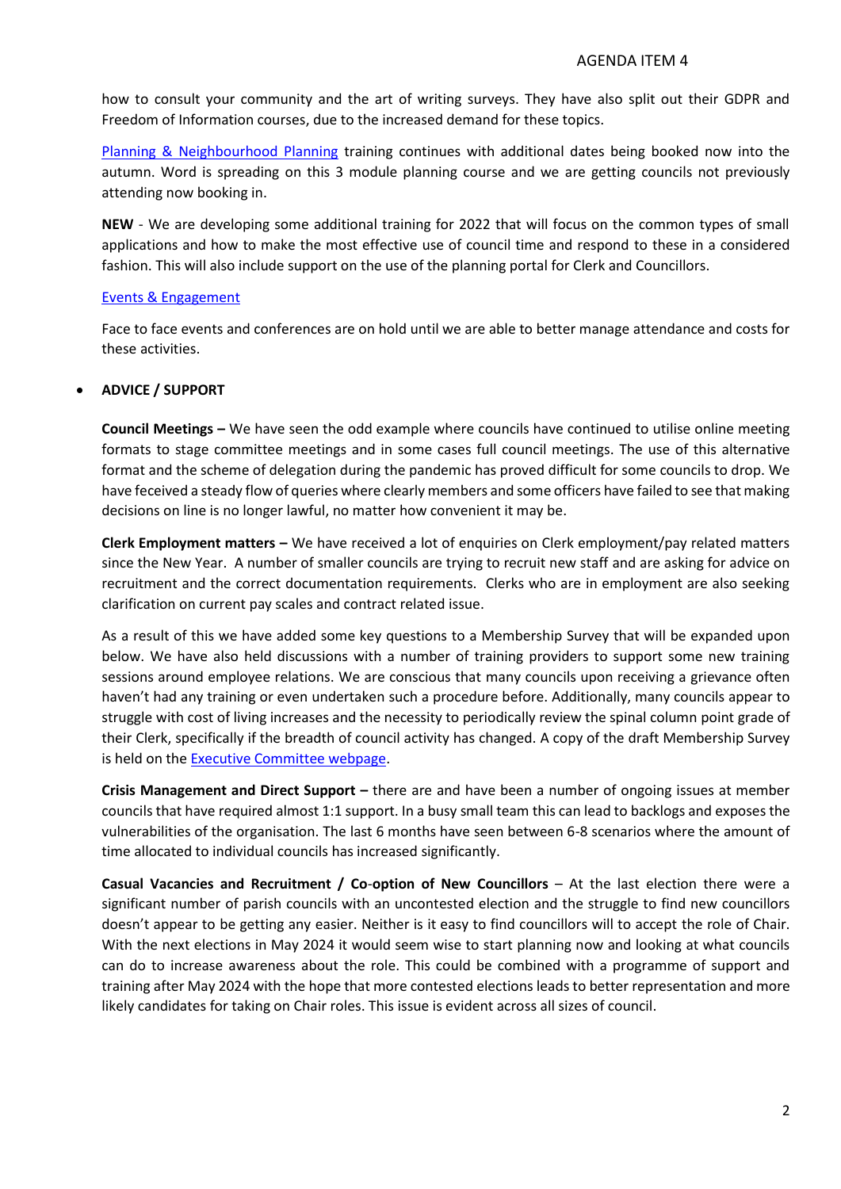how to consult your community and the art of writing surveys. They have also split out their GDPR and Freedom of Information courses, due to the increased demand for these topics.

Planning & Neighbourhood Planning training continues with additional dates being booked now into the autumn. Word is spreading on this 3 module planning course and we are getting councils not previously attending now booking in.

**NEW** - We are developing some additional training for 2022 that will focus on the common types of small applications and how to make the most effective use of council time and respond to these in a considered fashion. This will also include support on the use of the planning portal for Clerk and Councillors.

Events & Engagement

Face to face events and conferences are on hold until we are able to better manage attendance and costs for these activities.

- **ADVICE / SUPPORT**

  **Council Meetings –** We have seen the odd example where councils have continued to utilise online meeting formats to stage committee meetings and in some cases full council meetings. The use of this alternative format and the scheme of delegation during the pandemic has proved difficult for some councils to drop. We have feceived a steady flow of queries where clearly members and some officers have failed to see that making decisions on line is no longer lawful, no matter how convenient it may be.

  **Clerk Employment matters –** We have received a lot of enquiries on Clerk employment/pay related matters since the New Year. A number of smaller councils are trying to recruit new staff and are asking for advice on recruitment and the correct documentation requirements. Clerks who are in employment are also seeking clarification on current pay scales and contract related issue.

  As a result of this we have added some key questions to a Membership Survey that will be expanded upon below. We have also held discussions with a number of training providers to support some new training sessions around employee relations. We are conscious that many councils upon receiving a grievance often haven't had any training or even undertaken such a procedure before. Additionally, many councils appear to struggle with cost of living increases and the necessity to periodically review the spinal column point grade of their Clerk, specifically if the breadth of council activity has changed. A copy of the draft Membership Survey is held on the Executive Committee webpage.

  **Crisis Management and Direct Support –** there are and have been a number of ongoing issues at member councils that have required almost 1:1 support. In a busy small team this can lead to backlogs and exposes the vulnerabilities of the organisation. The last 6 months have seen between 6-8 scenarios where the amount of time allocated to individual councils has increased significantly.

  **Casual Vacancies and Recruitment / Co-option of New Councillors** – At the last election there were a significant number of parish councils with an uncontested election and the struggle to find new councillors doesn't appear to be getting any easier. Neither is it easy to find councillors will to accept the role of Chair. With the next elections in May 2024 it would seem wise to start planning now and looking at what councils can do to increase awareness about the role. This could be combined with a programme of support and training after May 2024 with the hope that more contested elections leads to better representation and more likely candidates for taking on Chair roles. This issue is evident across all sizes of council.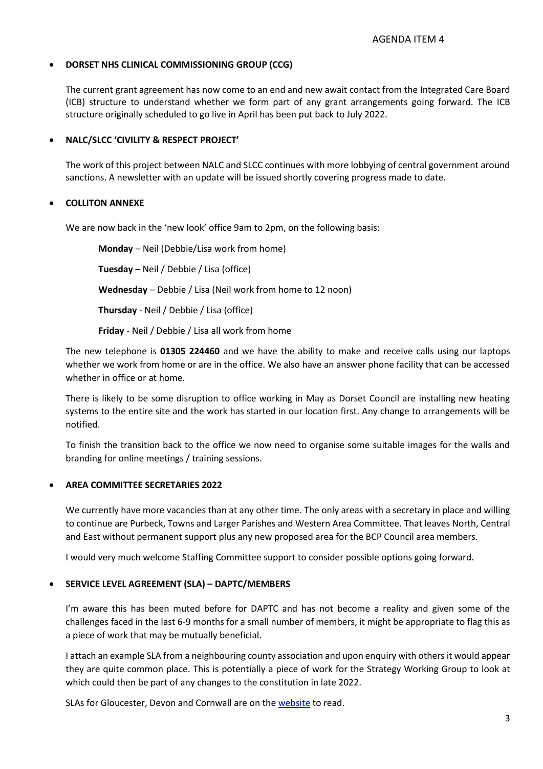AGENDA ITEM 4

- **DORSET NHS CLINICAL COMMISSIONING GROUP (CCG)**

  The current grant agreement has now come to an end and new await contact from the Integrated Care Board (ICB) structure to understand whether we form part of any grant arrangements going forward. The ICB structure originally scheduled to go live in April has been put back to July 2022.

- **NALC/SLCC 'CIVILITY & RESPECT PROJECT'**

  The work of this project between NALC and SLCC continues with more lobbying of central government around sanctions. A newsletter with an update will be issued shortly covering progress made to date.

- **COLLITON ANNEXE**

  We are now back in the 'new look' office 9am to 2pm, on the following basis:

  **Monday** – Neil (Debbie/Lisa work from home)

  **Tuesday** – Neil / Debbie / Lisa (office)

  **Wednesday** – Debbie / Lisa (Neil work from home to 12 noon)

  **Thursday** - Neil / Debbie / Lisa (office)

  **Friday** - Neil / Debbie / Lisa all work from home

  The new telephone is **01305 224460** and we have the ability to make and receive calls using our laptops whether we work from home or are in the office. We also have an answer phone facility that can be accessed whether in office or at home.

  There is likely to be some disruption to office working in May as Dorset Council are installing new heating systems to the entire site and the work has started in our location first. Any change to arrangements will be notified.

  To finish the transition back to the office we now need to organise some suitable images for the walls and branding for online meetings / training sessions.

- **AREA COMMITTEE SECRETARIES 2022**

  We currently have more vacancies than at any other time. The only areas with a secretary in place and willing to continue are Purbeck, Towns and Larger Parishes and Western Area Committee. That leaves North, Central and East without permanent support plus any new proposed area for the BCP Council area members.

  I would very much welcome Staffing Committee support to consider possible options going forward.

- **SERVICE LEVEL AGREEMENT (SLA) – DAPTC/MEMBERS**

  I'm aware this has been muted before for DAPTC and has not become a reality and given some of the challenges faced in the last 6-9 months for a small number of members, it might be appropriate to flag this as a piece of work that may be mutually beneficial.

  I attach an example SLA from a neighbouring county association and upon enquiry with others it would appear they are quite common place. This is potentially a piece of work for the Strategy Working Group to look at which could then be part of any changes to the constitution in late 2022.

  SLAs for Gloucester, Devon and Cornwall are on the website to read.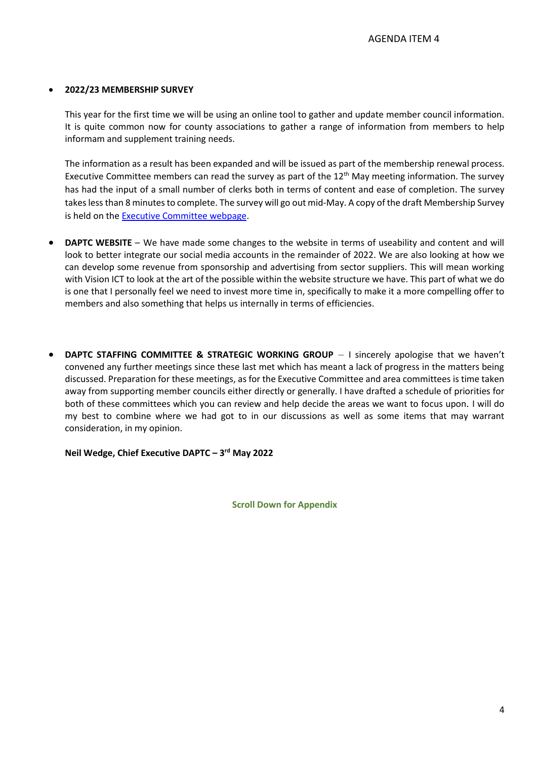- **2022/23 MEMBERSHIP SURVEY**

  This year for the first time we will be using an online tool to gather and update member council information. It is quite common now for county associations to gather a range of information from members to help informam and supplement training needs.

  The information as a result has been expanded and will be issued as part of the membership renewal process. Executive Committee members can read the survey as part of the 12th May meeting information. The survey has had the input of a small number of clerks both in terms of content and ease of completion. The survey takes less than 8 minutes to complete. The survey will go out mid-May. A copy of the draft Membership Survey is held on the Executive Committee webpage.

- **DAPTC WEBSITE** – We have made some changes to the website in terms of useability and content and will look to better integrate our social media accounts in the remainder of 2022. We are also looking at how we can develop some revenue from sponsorship and advertising from sector suppliers. This will mean working with Vision ICT to look at the art of the possible within the website structure we have. This part of what we do is one that I personally feel we need to invest more time in, specifically to make it a more compelling offer to members and also something that helps us internally in terms of efficiencies.

- **DAPTC STAFFING COMMITTEE & STRATEGIC WORKING GROUP** – I sincerely apologise that we haven't convened any further meetings since these last met which has meant a lack of progress in the matters being discussed. Preparation for these meetings, as for the Executive Committee and area committees is time taken away from supporting member councils either directly or generally. I have drafted a schedule of priorities for both of these committees which you can review and help decide the areas we want to focus upon. I will do my best to combine where we had got to in our discussions as well as some items that may warrant consideration, in my opinion.

**Neil Wedge, Chief Executive DAPTC – 3rd May 2022**

**Scroll Down for Appendix**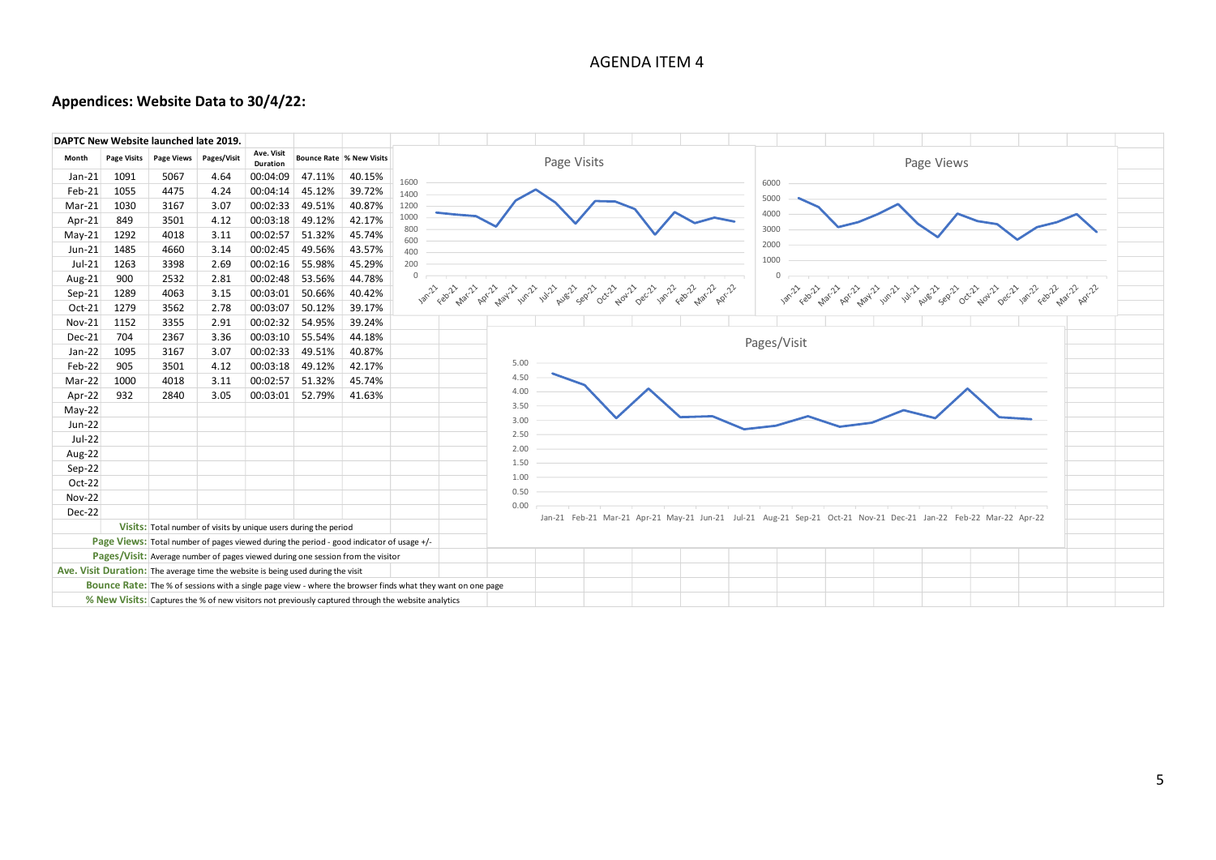AGENDA ITEM 4

## Appendices: Website Data to 30/4/22:

| DAPTC New Website launched late 2019. | | | | | | |
|---|---|---|---|---|---|---|
| Month | Page Visits | Page Views | Pages/Visit | Ave. Visit Duration | Bounce Rate | % New Visits |
| Jan-21 | 1091 | 5067 | 4.64 | 00:04:09 | 47.11% | 40.15% |
| Feb-21 | 1055 | 4475 | 4.24 | 00:04:14 | 45.12% | 39.72% |
| Mar-21 | 1030 | 3167 | 3.07 | 00:02:33 | 49.51% | 40.87% |
| Apr-21 | 849 | 3501 | 4.12 | 00:03:18 | 49.12% | 42.17% |
| May-21 | 1292 | 4018 | 3.11 | 00:02:57 | 51.32% | 45.74% |
| Jun-21 | 1485 | 4660 | 3.14 | 00:02:45 | 49.56% | 43.57% |
| Jul-21 | 1263 | 3398 | 2.69 | 00:02:16 | 55.98% | 45.29% |
| Aug-21 | 900 | 2532 | 2.81 | 00:02:48 | 53.56% | 44.78% |
| Sep-21 | 1289 | 4063 | 3.15 | 00:03:01 | 50.66% | 40.42% |
| Oct-21 | 1279 | 3562 | 2.78 | 00:03:07 | 50.12% | 39.17% |
| Nov-21 | 1152 | 3355 | 2.91 | 00:02:32 | 54.95% | 39.24% |
| Dec-21 | 704 | 2367 | 3.36 | 00:03:10 | 55.54% | 44.18% |
| Jan-22 | 1095 | 3167 | 3.07 | 00:02:33 | 49.51% | 40.87% |
| Feb-22 | 905 | 3501 | 4.12 | 00:03:18 | 49.12% | 42.17% |
| Mar-22 | 1000 | 4018 | 3.11 | 00:02:57 | 51.32% | 45.74% |
| Apr-22 | 932 | 2840 | 3.05 | 00:03:01 | 52.79% | 41.63% |
| May-22 | | | | | | |
| Jun-22 | | | | | | |
| Jul-22 | | | | | | |
| Aug-22 | | | | | | |
| Sep-22 | | | | | | |
| Oct-22 | | | | | | |
| Nov-22 | | | | | | |
| Dec-22 | | | | | | |

**Visits:** Total number of visits by unique users during the period

**Page Views:** Total number of pages viewed during the period - good indicator of usage +/-

**Pages/Visit:** Average number of pages viewed during one session from the visitor

**Ave. Visit Duration:** The average time the website is being used during the visit

**Bounce Rate:** The % of sessions with a single page view - where the browser finds what they want on one page

**% New Visits:** Captures the % of new visitors not previously captured through the website analytics

Page Visits

1600
1400
1200
1000
800
600
400
200
0

Jan-21 Feb-21 Mar-21 Apr-21 May-21 Jun-21 Jul-21 Aug-21 Sep-21 Oct-21 Nov-21 Dec-21 Jan-22 Feb-22 Mar-22 Apr-22

Page Views

6000
5000
4000
3000
2000
1000
0

Jan-21 Feb-21 Mar-21 Apr-21 May-21 Jun-21 Jul-21 Aug-21 Sep-21 Oct-21 Nov-21 Dec-21 Jan-22 Feb-22 Mar-22 Apr-22

Pages/Visit

5.00
4.50
4.00
3.50
3.00
2.50
2.00
1.50
1.00
0.50
0.00

Jan-21 Feb-21 Mar-21 Apr-21 May-21 Jun-21 Jul-21 Aug-21 Sep-21 Oct-21 Nov-21 Dec-21 Jan-22 Feb-22 Mar-22 Apr-22